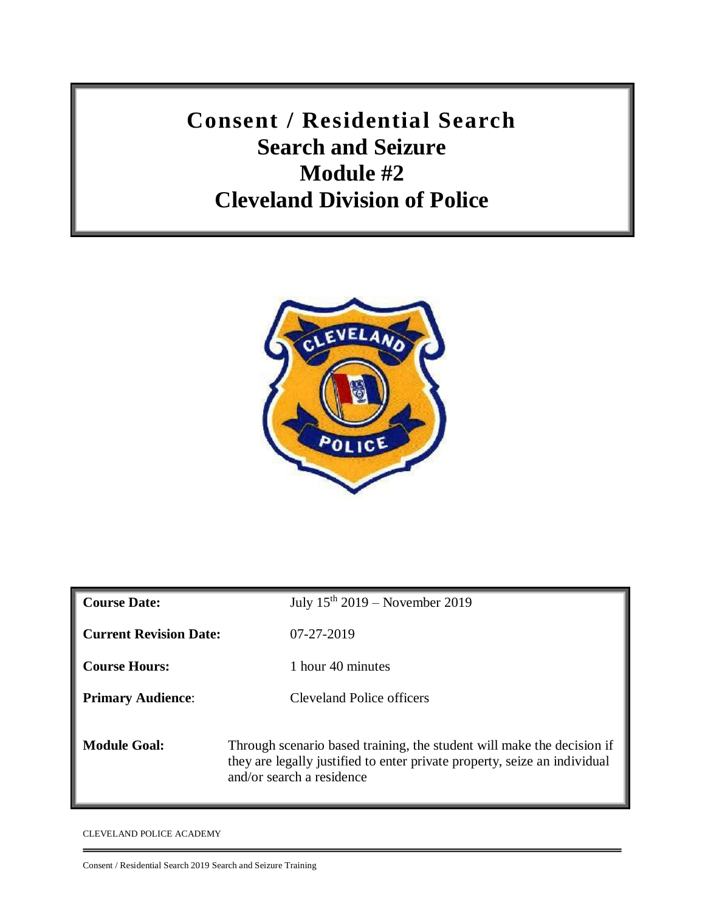# Consent / Residential Search
# Search and Seizure
# Module #2
# Cleveland Division of Police

| | |
|---|---|
| **Course Date:** | July 15th 2019 – November 2019 |
| **Current Revision Date:** | 07-27-2019 |
| **Course Hours:** | 1 hour 40 minutes |
| **Primary Audience:** | Cleveland Police officers |
| **Module Goal:** | Through scenario based training, the student will make the decision if they are legally justified to enter private property, seize an individual and/or search a residence |

CLEVELAND POLICE ACADEMY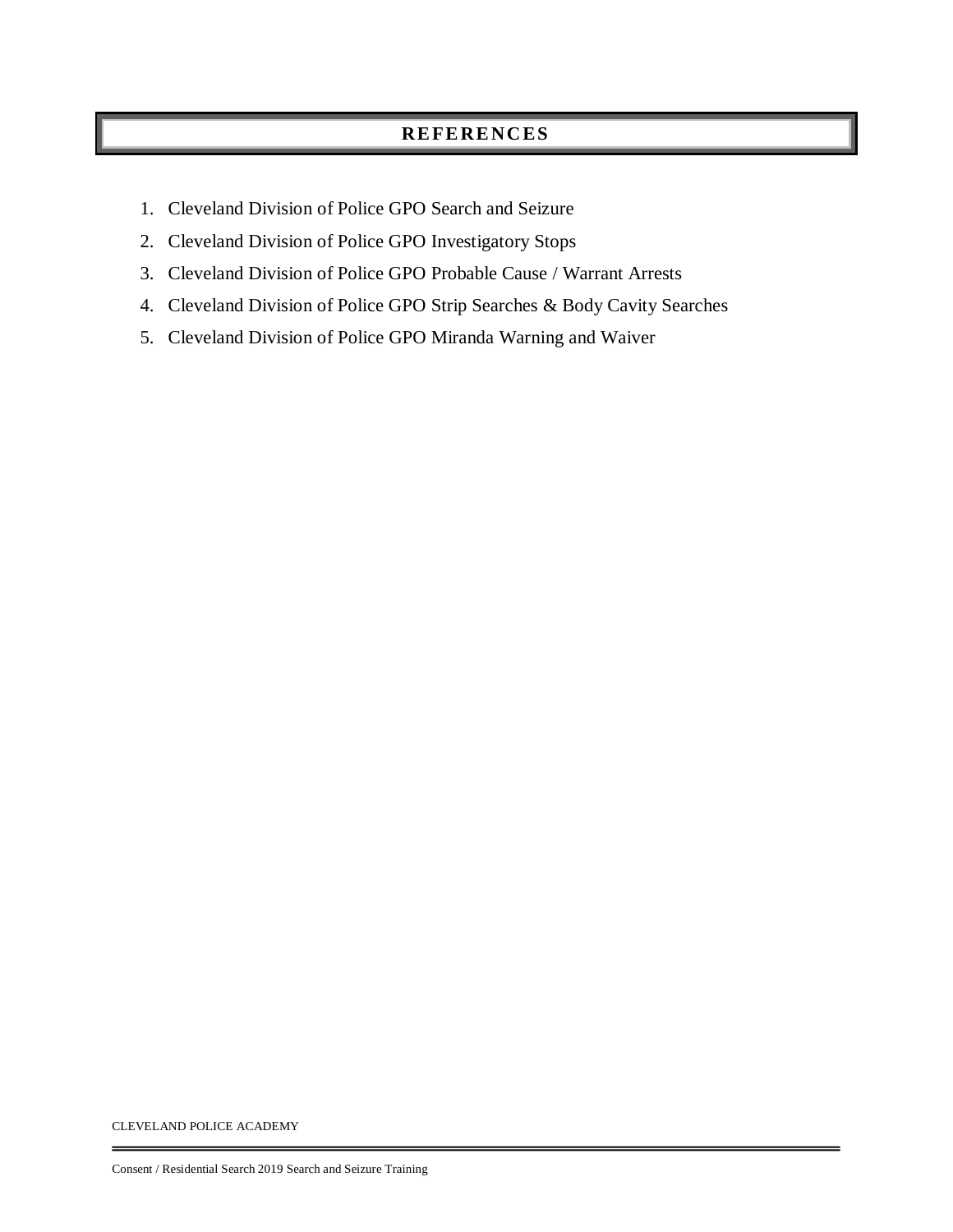## REFERENCES

1. Cleveland Division of Police GPO Search and Seizure
2. Cleveland Division of Police GPO Investigatory Stops
3. Cleveland Division of Police GPO Probable Cause / Warrant Arrests
4. Cleveland Division of Police GPO Strip Searches & Body Cavity Searches
5. Cleveland Division of Police GPO Miranda Warning and Waiver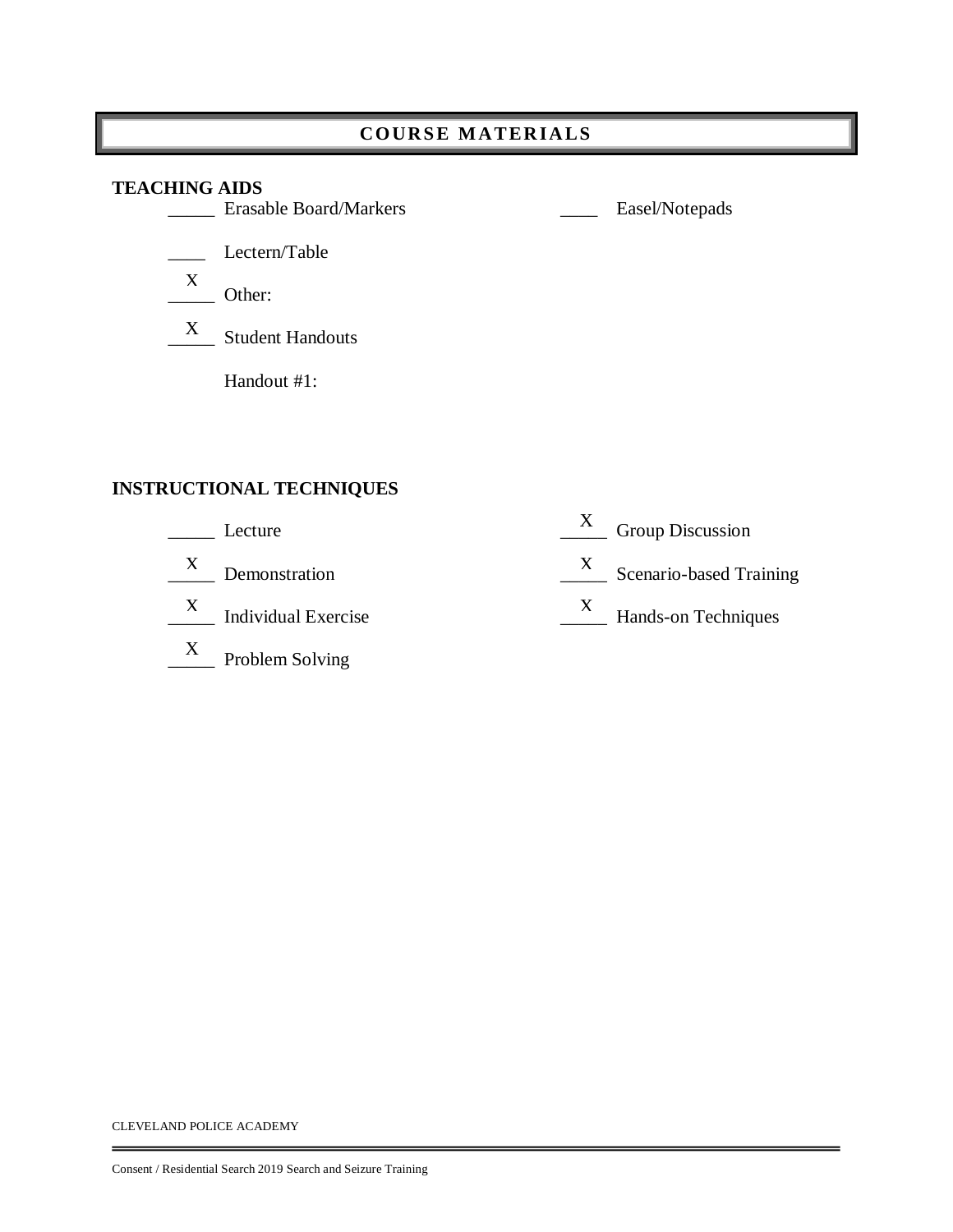## COURSE MATERIALS

**TEACHING AIDS**

- _____ Erasable Board/Markers
- ____ Easel/Notepads
- ____ Lectern/Table
- X Other:
- X Student Handouts

Handout #1:

**INSTRUCTIONAL TECHNIQUES**

- _____ Lecture
- X Group Discussion
- X Demonstration
- X Scenario-based Training
- X Individual Exercise
- X Hands-on Techniques
- X Problem Solving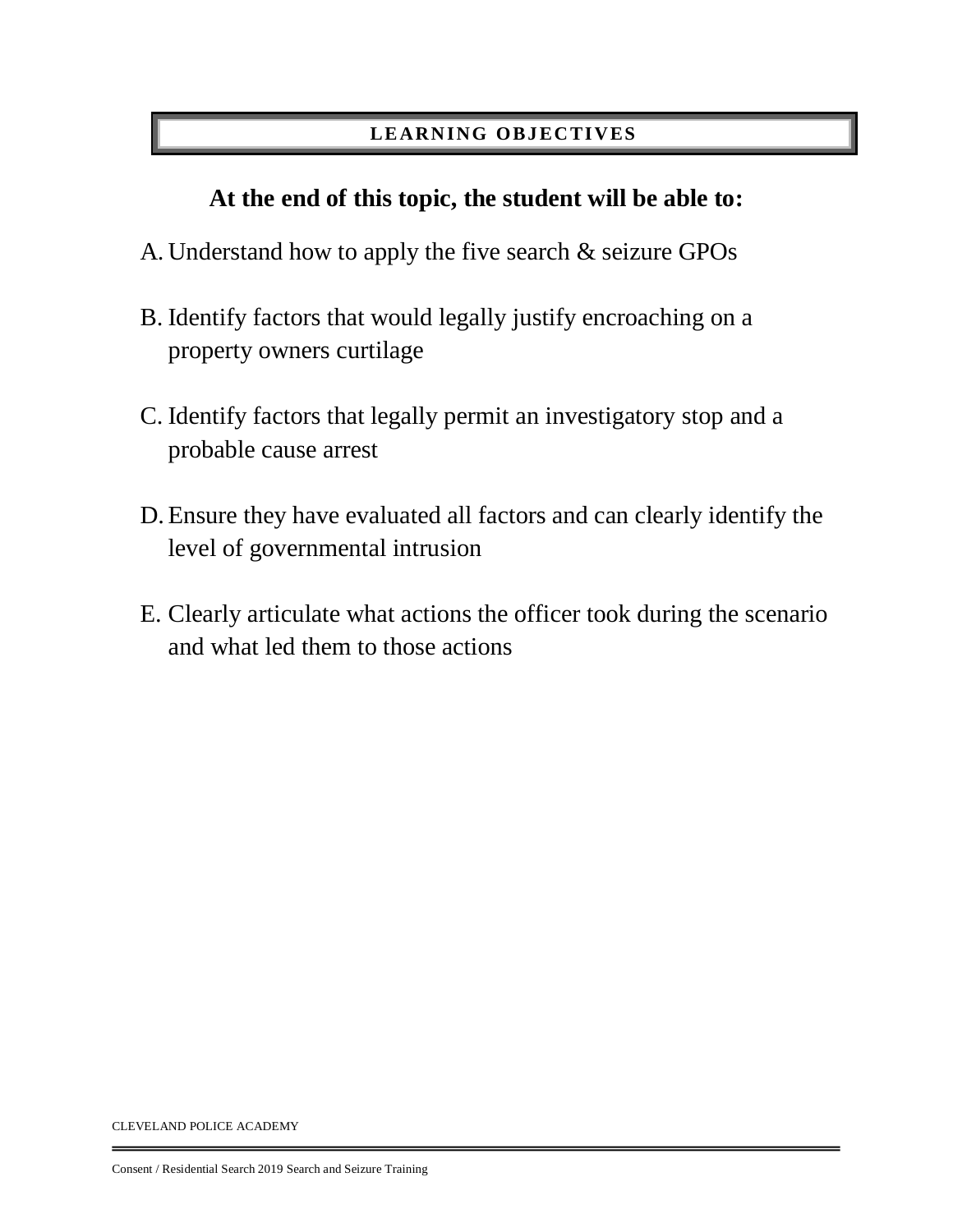## LEARNING OBJECTIVES

**At the end of this topic, the student will be able to:**

A. Understand how to apply the five search & seizure GPOs

B. Identify factors that would legally justify encroaching on a property owners curtilage

C. Identify factors that legally permit an investigatory stop and a probable cause arrest

D. Ensure they have evaluated all factors and can clearly identify the level of governmental intrusion

E. Clearly articulate what actions the officer took during the scenario and what led them to those actions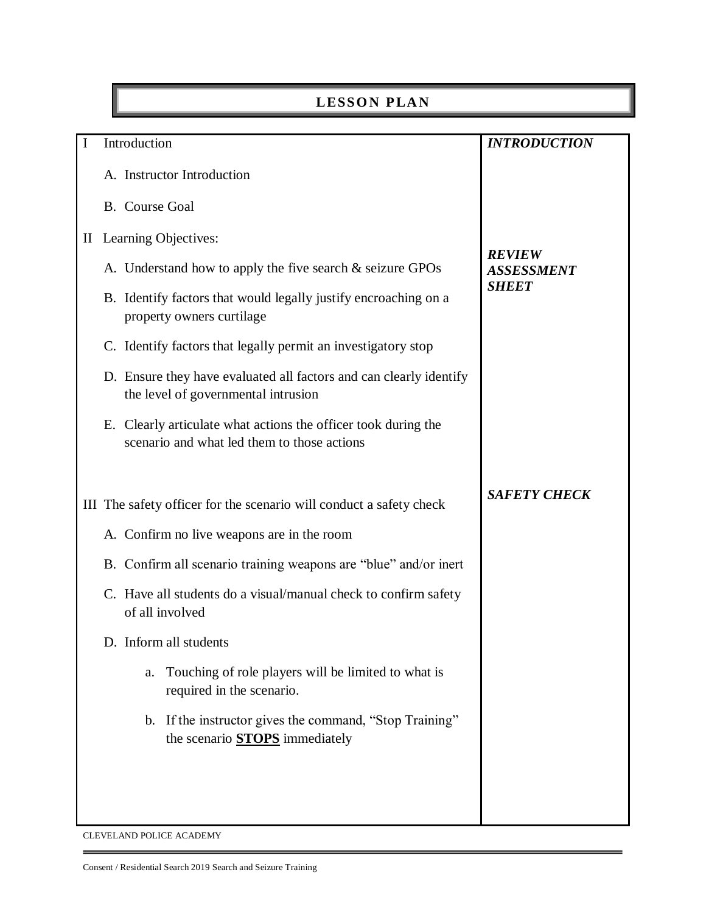# LESSON PLAN

| | |
|---|---|
| I Introduction<br><br>A. Instructor Introduction<br><br>B. Course Goal | ***INTRODUCTION*** |
| II Learning Objectives:<br><br>A. Understand how to apply the five search & seizure GPOs<br><br>B. Identify factors that would legally justify encroaching on a property owners curtilage<br><br>C. Identify factors that legally permit an investigatory stop<br><br>D. Ensure they have evaluated all factors and can clearly identify the level of governmental intrusion<br><br>E. Clearly articulate what actions the officer took during the scenario and what led them to those actions | ***REVIEW ASSESSMENT SHEET*** |
| III The safety officer for the scenario will conduct a safety check<br><br>A. Confirm no live weapons are in the room<br><br>B. Confirm all scenario training weapons are "blue" and/or inert<br><br>C. Have all students do a visual/manual check to confirm safety of all involved<br><br>D. Inform all students<br><br>a. Touching of role players will be limited to what is required in the scenario.<br><br>b. If the instructor gives the command, "Stop Training" the scenario **<u>STOPS</u>** immediately | ***SAFETY CHECK*** |

CLEVELAND POLICE ACADEMY

Consent / Residential Search 2019 Search and Seizure Training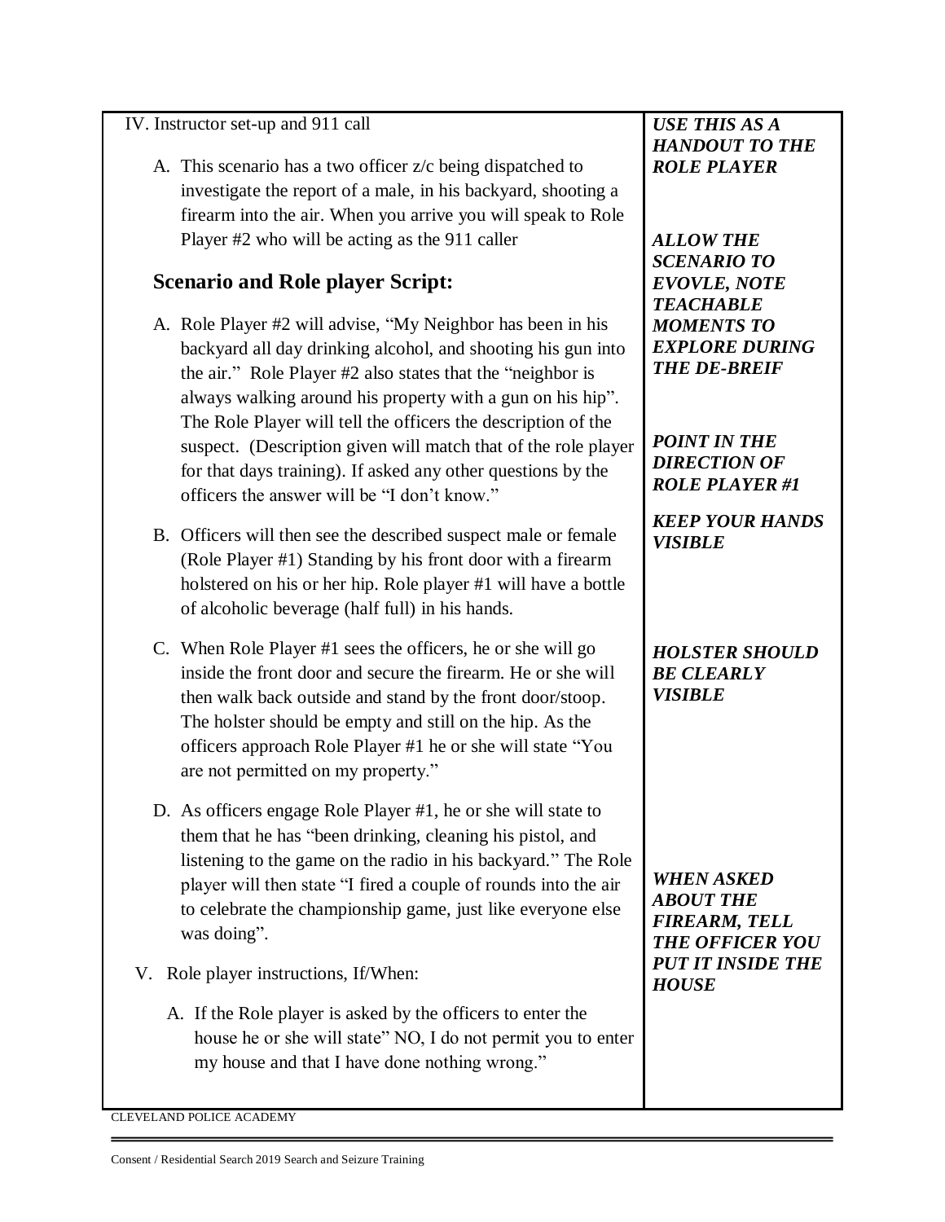| IV. Instructor set-up and 911 call | ***USE THIS AS A HANDOUT TO THE ROLE PLAYER*** |
|---|---|
| A. This scenario has a two officer z/c being dispatched to investigate the report of a male, in his backyard, shooting a firearm into the air. When you arrive you will speak to Role Player #2 who will be acting as the 911 caller | ***ALLOW THE SCENARIO TO EVOVLE, NOTE TEACHABLE MOMENTS TO EXPLORE DURING THE DE-BREIF*** |
| **Scenario and Role player Script:** | |
| A. Role Player #2 will advise, "My Neighbor has been in his backyard all day drinking alcohol, and shooting his gun into the air." Role Player #2 also states that the "neighbor is always walking around his property with a gun on his hip". The Role Player will tell the officers the description of the suspect. (Description given will match that of the role player for that days training). If asked any other questions by the officers the answer will be "I don't know." | ***POINT IN THE DIRECTION OF ROLE PLAYER #1*** |
| B. Officers will then see the described suspect male or female (Role Player #1) Standing by his front door with a firearm holstered on his or her hip. Role player #1 will have a bottle of alcoholic beverage (half full) in his hands. | ***KEEP YOUR HANDS VISIBLE*** |
| C. When Role Player #1 sees the officers, he or she will go inside the front door and secure the firearm. He or she will then walk back outside and stand by the front door/stoop. The holster should be empty and still on the hip. As the officers approach Role Player #1 he or she will state "You are not permitted on my property." | ***HOLSTER SHOULD BE CLEARLY VISIBLE*** |
| D. As officers engage Role Player #1, he or she will state to them that he has "been drinking, cleaning his pistol, and listening to the game on the radio in his backyard." The Role player will then state "I fired a couple of rounds into the air to celebrate the championship game, just like everyone else was doing". | ***WHEN ASKED ABOUT THE FIREARM, TELL THE OFFICER YOU PUT IT INSIDE THE HOUSE*** |
| V. Role player instructions, If/When: | |
| A. If the Role player is asked by the officers to enter the house he or she will state" NO, I do not permit you to enter my house and that I have done nothing wrong." | |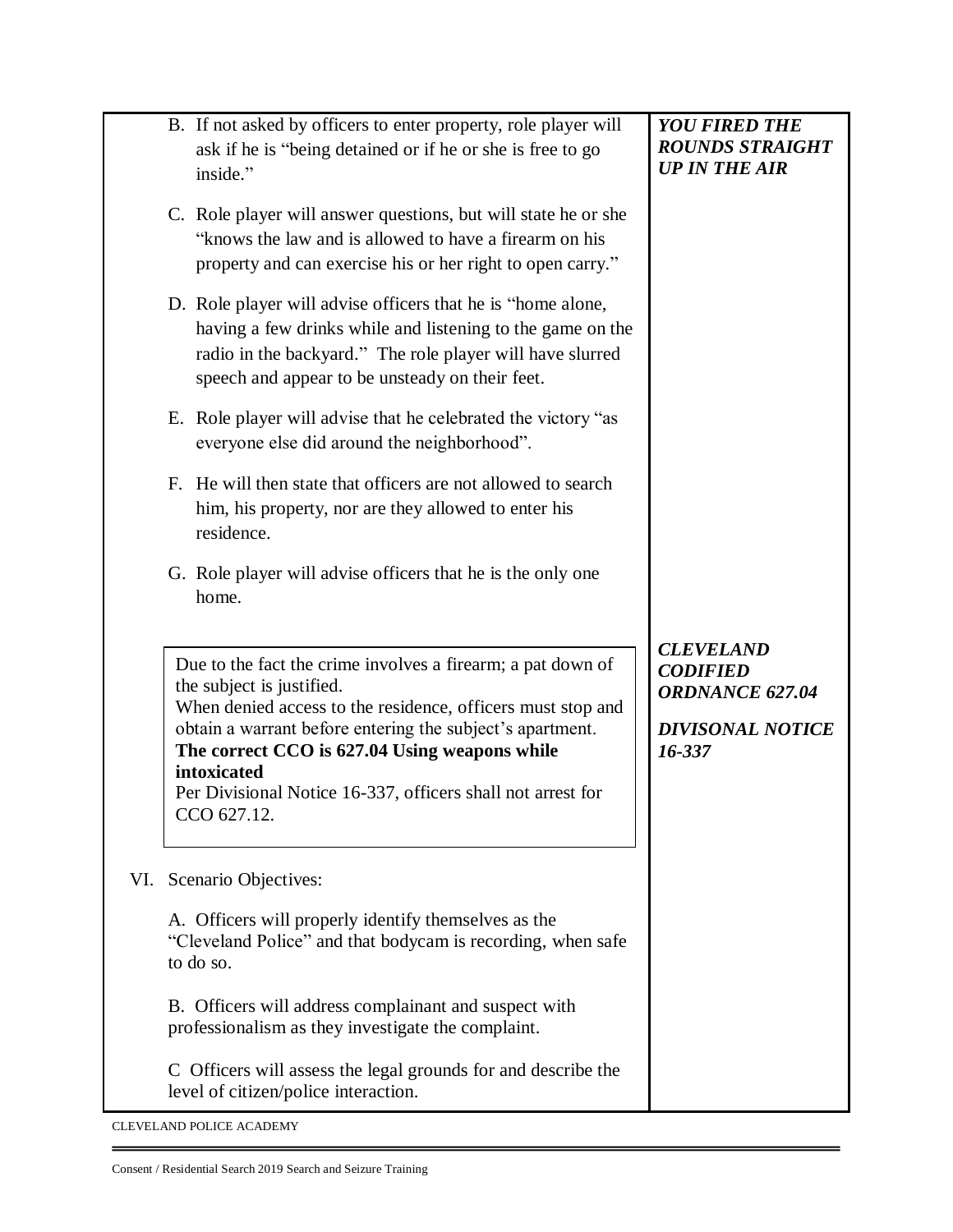B. If not asked by officers to enter property, role player will ask if he is "being detained or if he or she is free to go inside."

C. Role player will answer questions, but will state he or she "knows the law and is allowed to have a firearm on his property and can exercise his or her right to open carry."

D. Role player will advise officers that he is "home alone, having a few drinks while and listening to the game on the radio in the backyard." The role player will have slurred speech and appear to be unsteady on their feet.

E. Role player will advise that he celebrated the victory "as everyone else did around the neighborhood".

F. He will then state that officers are not allowed to search him, his property, nor are they allowed to enter his residence.

G. Role player will advise officers that he is the only one home.

***YOU FIRED THE ROUNDS STRAIGHT UP IN THE AIR***

> Due to the fact the crime involves a firearm; a pat down of the subject is justified.
> When denied access to the residence, officers must stop and obtain a warrant before entering the subject's apartment.
> **The correct CCO is 627.04 Using weapons while intoxicated**
> Per Divisional Notice 16-337, officers shall not arrest for CCO 627.12.

***CLEVELAND CODIFIED ORDNANCE 627.04***

***DIVISONAL NOTICE 16-337***

VI. Scenario Objectives:

A. Officers will properly identify themselves as the "Cleveland Police" and that bodycam is recording, when safe to do so.

B. Officers will address complainant and suspect with professionalism as they investigate the complaint.

C Officers will assess the legal grounds for and describe the level of citizen/police interaction.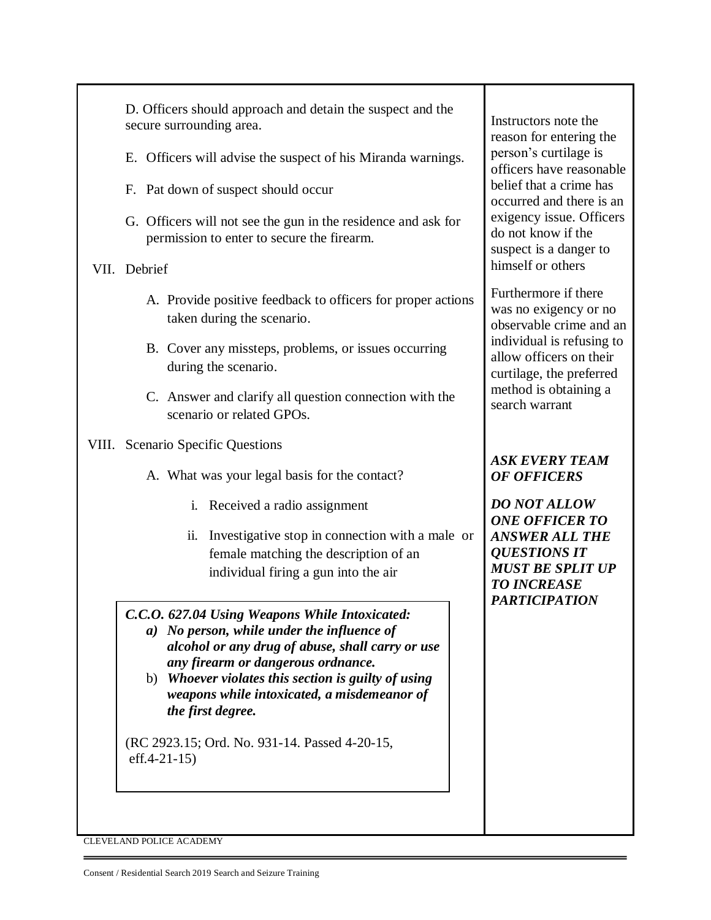D. Officers should approach and detain the suspect and the secure surrounding area.

E. Officers will advise the suspect of his Miranda warnings.

F. Pat down of suspect should occur

G. Officers will not see the gun in the residence and ask for permission to enter to secure the firearm.

VII. Debrief

A. Provide positive feedback to officers for proper actions taken during the scenario.

B. Cover any missteps, problems, or issues occurring during the scenario.

C. Answer and clarify all question connection with the scenario or related GPOs.

VIII. Scenario Specific Questions

A. What was your legal basis for the contact?

i. Received a radio assignment

ii. Investigative stop in connection with a male or female matching the description of an individual firing a gun into the air

> ***C.C.O. 627.04 Using Weapons While Intoxicated:***
>
> ***a) No person, while under the influence of alcohol or any drug of abuse, shall carry or use any firearm or dangerous ordnance.***
>
> b) ***Whoever violates this section is guilty of using weapons while intoxicated, a misdemeanor of the first degree.***
>
> (RC 2923.15; Ord. No. 931-14. Passed 4-20-15, eff.4-21-15)

Instructors note the reason for entering the person's curtilage is officers have reasonable belief that a crime has occurred and there is an exigency issue. Officers do not know if the suspect is a danger to himself or others

Furthermore if there was no exigency or no observable crime and an individual is refusing to allow officers on their curtilage, the preferred method is obtaining a search warrant

***ASK EVERY TEAM OF OFFICERS***

***DO NOT ALLOW ONE OFFICER TO ANSWER ALL THE QUESTIONS IT MUST BE SPLIT UP TO INCREASE PARTICIPATION***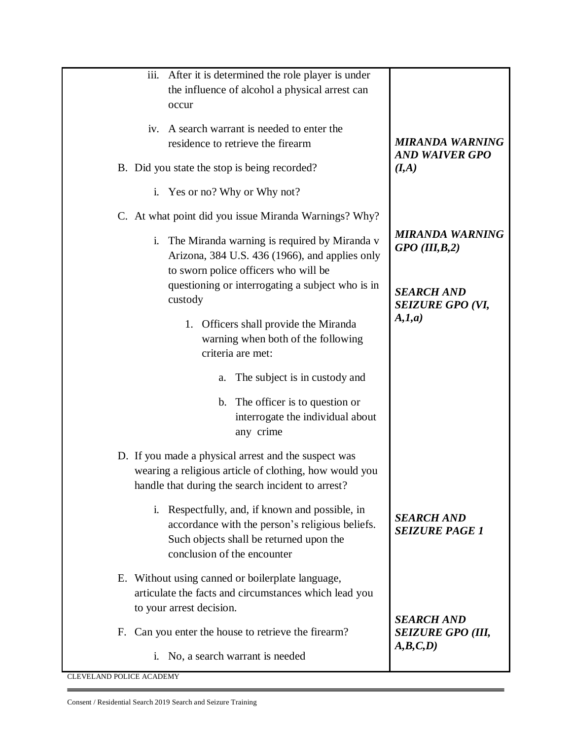| | |
|---|---|
| iii. After it is determined the role player is under the influence of alcohol a physical arrest can occur<br><br>iv. A search warrant is needed to enter the residence to retrieve the firearm<br><br>B. Did you state the stop is being recorded?<br><br>i. Yes or no? Why or Why not? | ***MIRANDA WARNING AND WAIVER GPO (I,A)*** |
| C. At what point did you issue Miranda Warnings? Why?<br><br>i. The Miranda warning is required by Miranda v Arizona, 384 U.S. 436 (1966), and applies only to sworn police officers who will be questioning or interrogating a subject who is in custody<br><br>1. Officers shall provide the Miranda warning when both of the following criteria are met:<br><br>a. The subject is in custody and<br><br>b. The officer is to question or interrogate the individual about any crime | ***MIRANDA WARNING GPO (III,B,2)***<br><br>***SEARCH AND SEIZURE GPO (VI, A,1,a)*** |
| D. If you made a physical arrest and the suspect was wearing a religious article of clothing, how would you handle that during the search incident to arrest?<br><br>i. Respectfully, and, if known and possible, in accordance with the person's religious beliefs. Such objects shall be returned upon the conclusion of the encounter | ***SEARCH AND SEIZURE PAGE 1*** |
| E. Without using canned or boilerplate language, articulate the facts and circumstances which lead you to your arrest decision.<br><br>F. Can you enter the house to retrieve the firearm?<br><br>i. No, a search warrant is needed | ***SEARCH AND SEIZURE GPO (III, A,B,C,D)*** |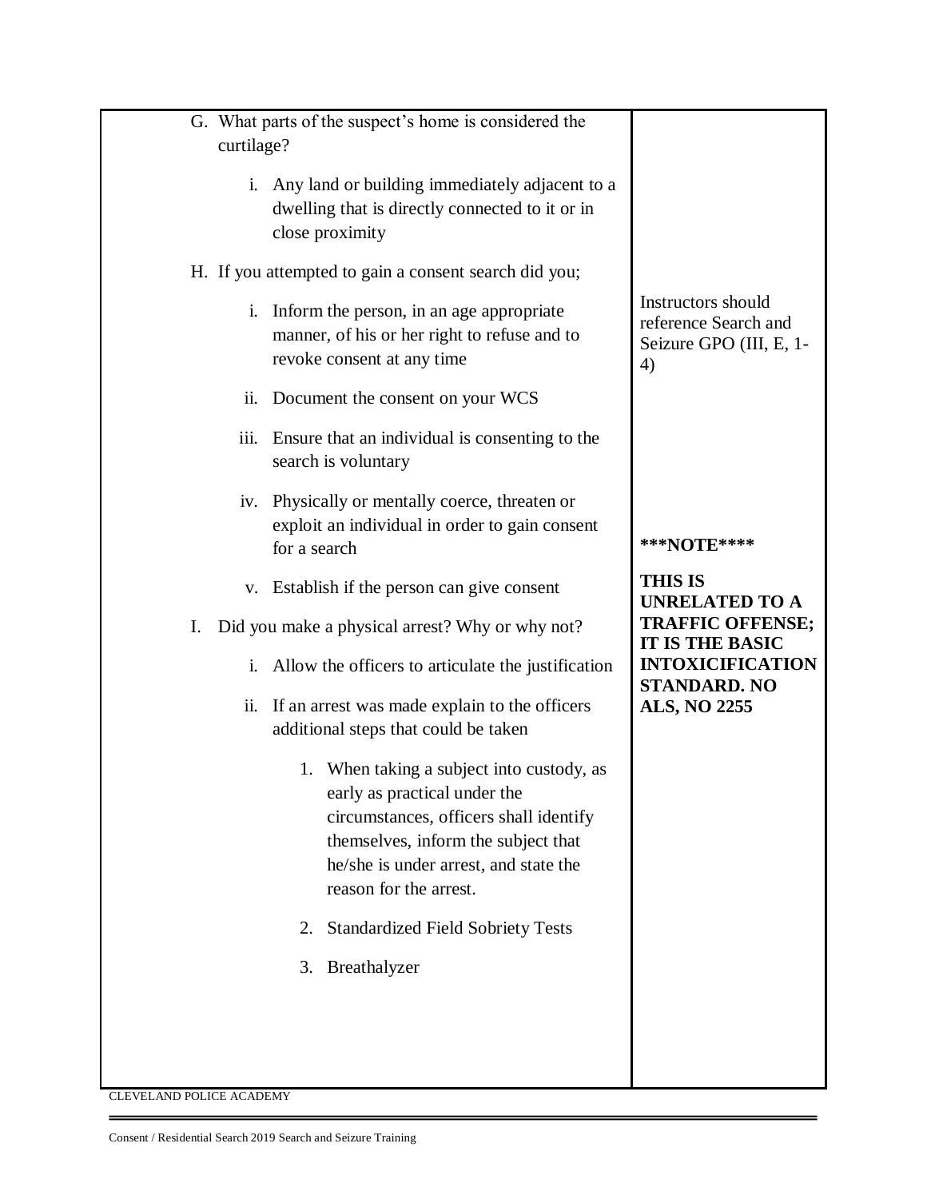| | |
|---|---|
| G. What parts of the suspect's home is considered the curtilage?<br><br>i. Any land or building immediately adjacent to a dwelling that is directly connected to it or in close proximity<br><br>H. If you attempted to gain a consent search did you;<br><br>i. Inform the person, in an age appropriate manner, of his or her right to refuse and to revoke consent at any time<br><br>ii. Document the consent on your WCS<br><br>iii. Ensure that an individual is consenting to the search is voluntary<br><br>iv. Physically or mentally coerce, threaten or exploit an individual in order to gain consent for a search<br><br>v. Establish if the person can give consent<br><br>I. Did you make a physical arrest? Why or why not?<br><br>i. Allow the officers to articulate the justification<br><br>ii. If an arrest was made explain to the officers additional steps that could be taken<br><br>1. When taking a subject into custody, as early as practical under the circumstances, officers shall identify themselves, inform the subject that he/she is under arrest, and state the reason for the arrest.<br><br>2. Standardized Field Sobriety Tests<br><br>3. Breathalyzer | Instructors should reference Search and Seizure GPO (III, E, 1-4)<br><br>**\*\*\*NOTE\*\*\*\***<br><br>**THIS IS UNRELATED TO A TRAFFIC OFFENSE; IT IS THE BASIC INTOXICIFICATION STANDARD. NO ALS, NO 2255** |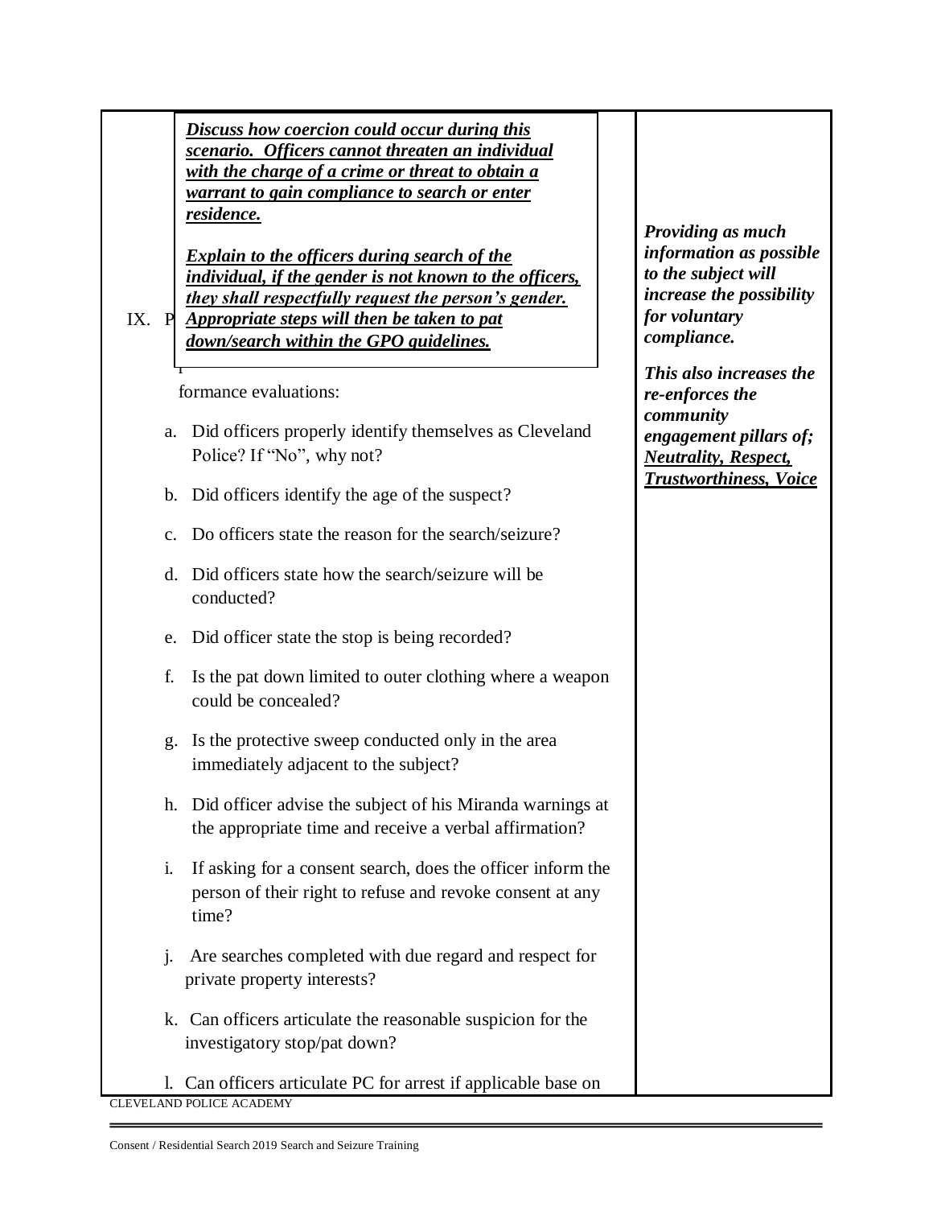***Discuss how coercion could occur during this scenario. Officers cannot threaten an individual with the charge of a crime or threat to obtain a warrant to gain compliance to search or enter residence.***

***Explain to the officers during search of the individual, if the gender is not known to the officers, they shall respectfully request the person's gender. Appropriate steps will then be taken to pat down/search within the GPO guidelines.***

IX. P... formance evaluations:

a. Did officers properly identify themselves as Cleveland Police? If "No", why not?

b. Did officers identify the age of the suspect?

c. Do officers state the reason for the search/seizure?

d. Did officers state how the search/seizure will be conducted?

e. Did officer state the stop is being recorded?

f. Is the pat down limited to outer clothing where a weapon could be concealed?

g. Is the protective sweep conducted only in the area immediately adjacent to the subject?

h. Did officer advise the subject of his Miranda warnings at the appropriate time and receive a verbal affirmation?

i. If asking for a consent search, does the officer inform the person of their right to refuse and revoke consent at any time?

j. Are searches completed with due regard and respect for private property interests?

k. Can officers articulate the reasonable suspicion for the investigatory stop/pat down?

l. Can officers articulate PC for arrest if applicable base on

*Providing as much information as possible to the subject will increase the possibility for voluntary compliance.*

*This also increases the re-enforces the community engagement pillars of;* ***Neutrality, Respect, Trustworthiness, Voice***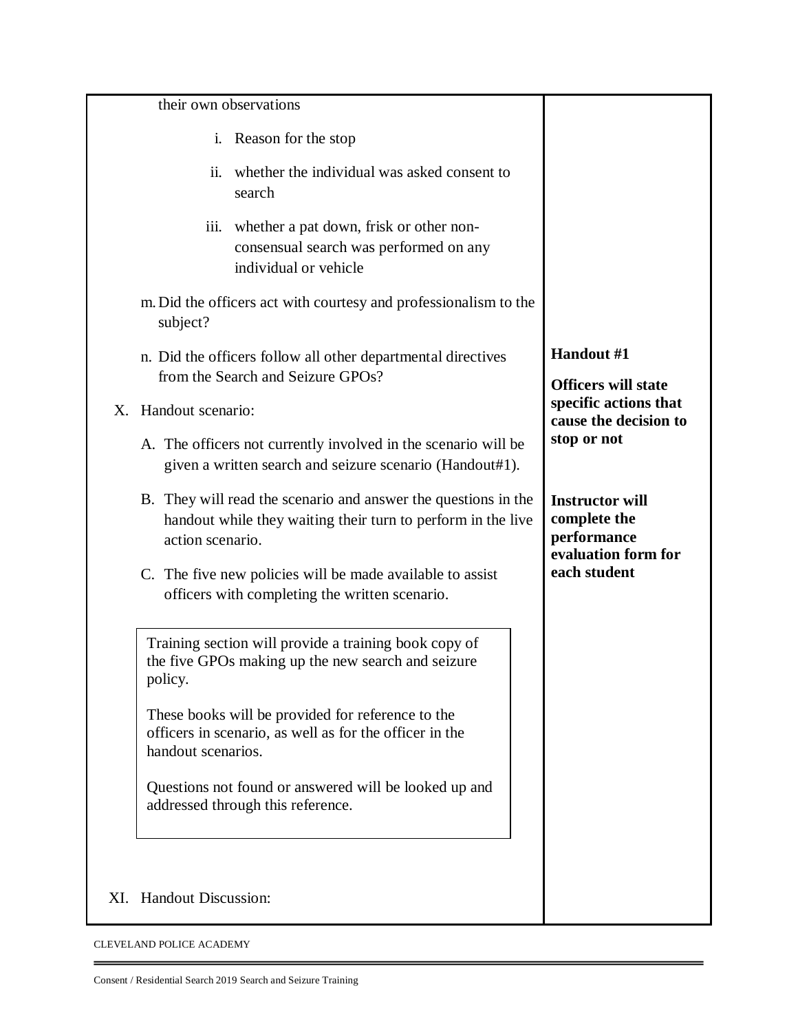their own observations

i. Reason for the stop

ii. whether the individual was asked consent to search

iii. whether a pat down, frisk or other non-consensual search was performed on any individual or vehicle

m. Did the officers act with courtesy and professionalism to the subject?

n. Did the officers follow all other departmental directives from the Search and Seizure GPOs?

X. Handout scenario:

A. The officers not currently involved in the scenario will be given a written search and seizure scenario (Handout#1).

B. They will read the scenario and answer the questions in the handout while they waiting their turn to perform in the live action scenario.

C. The five new policies will be made available to assist officers with completing the written scenario.

> Training section will provide a training book copy of the five GPOs making up the new search and seizure policy.
>
> These books will be provided for reference to the officers in scenario, as well as for the officer in the handout scenarios.
>
> Questions not found or answered will be looked up and addressed through this reference.

XI. Handout Discussion:

**Handout #1**

**Officers will state specific actions that cause the decision to stop or not**

**Instructor will complete the performance evaluation form for each student**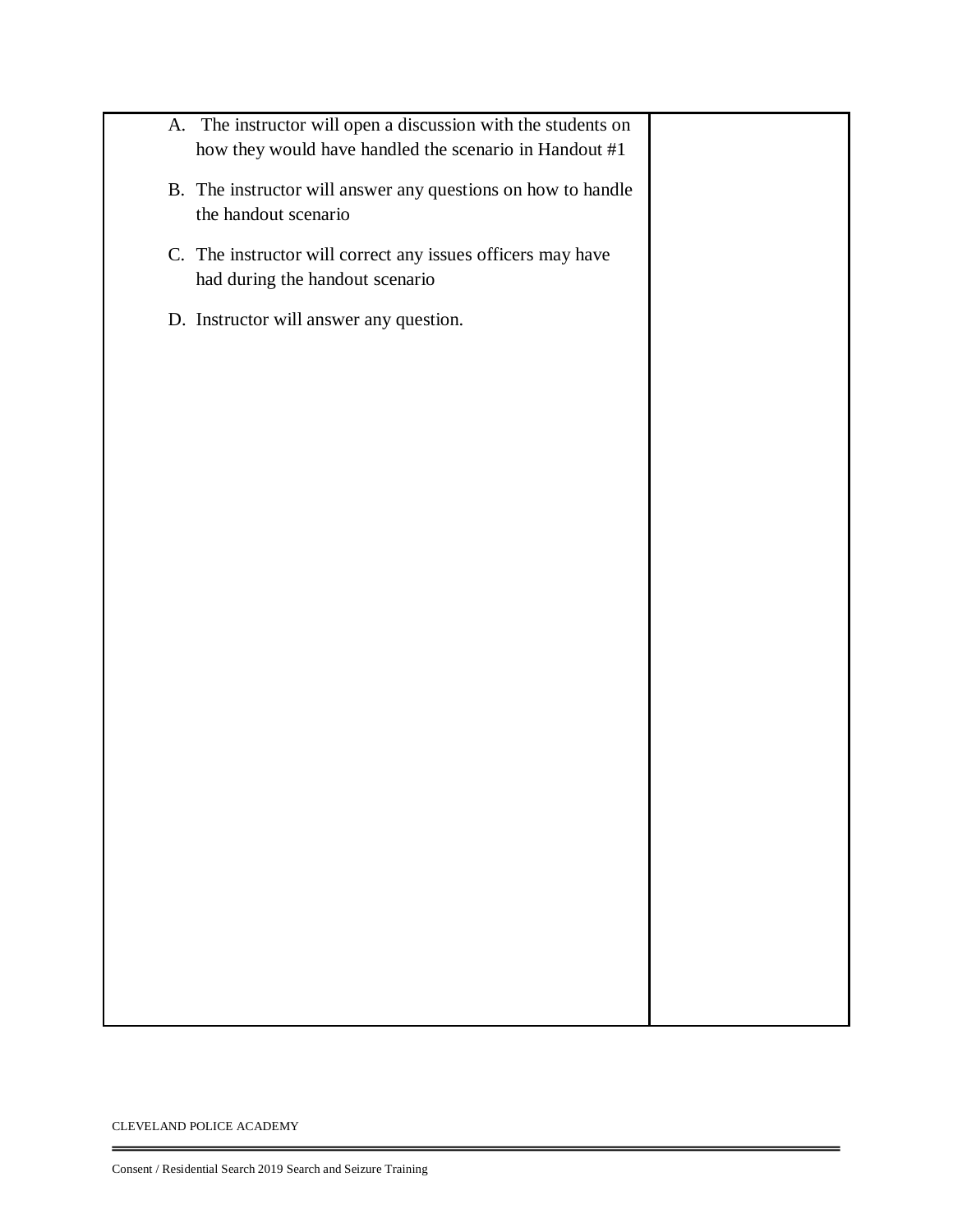| | |
|---|---|
| A. The instructor will open a discussion with the students on how they would have handled the scenario in Handout #1<br><br>B. The instructor will answer any questions on how to handle the handout scenario<br><br>C. The instructor will correct any issues officers may have had during the handout scenario<br><br>D. Instructor will answer any question. | |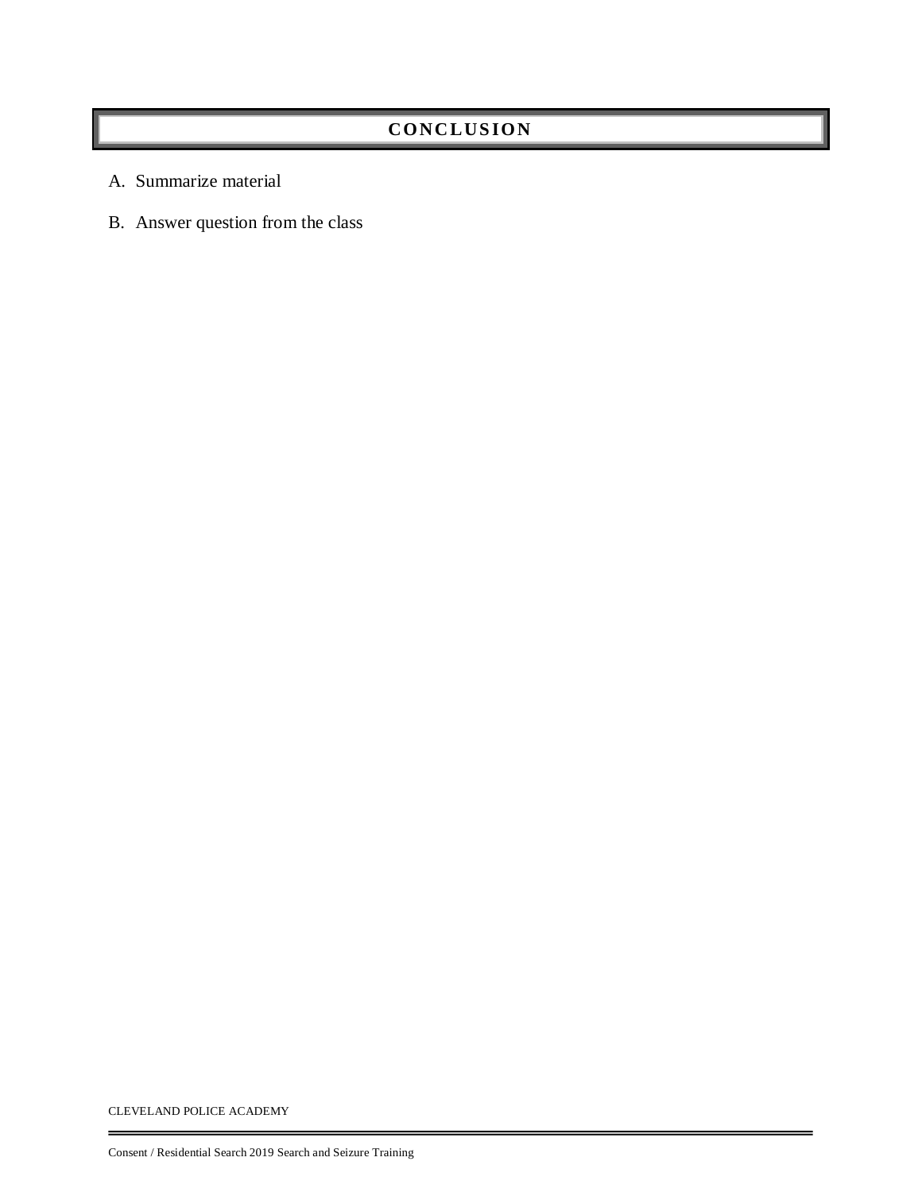## CONCLUSION

A. Summarize material

B. Answer question from the class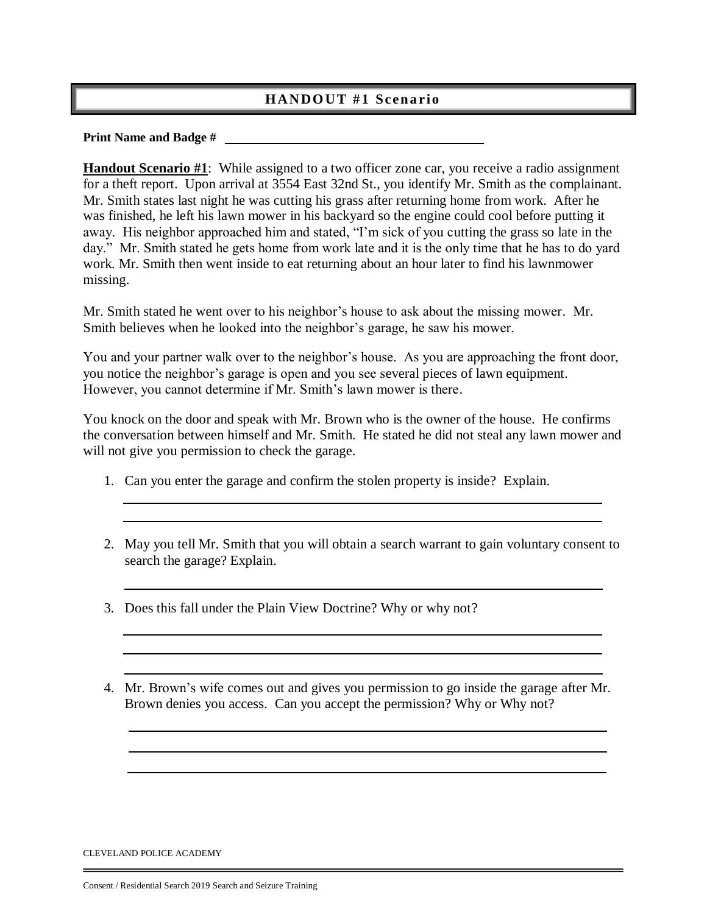## HANDOUT #1 Scenario

**Print Name and Badge #** ________________________________________

**Handout Scenario #1**: While assigned to a two officer zone car, you receive a radio assignment for a theft report. Upon arrival at 3554 East 32nd St., you identify Mr. Smith as the complainant. Mr. Smith states last night he was cutting his grass after returning home from work. After he was finished, he left his lawn mower in his backyard so the engine could cool before putting it away. His neighbor approached him and stated, "I'm sick of you cutting the grass so late in the day." Mr. Smith stated he gets home from work late and it is the only time that he has to do yard work. Mr. Smith then went inside to eat returning about an hour later to find his lawnmower missing.

Mr. Smith stated he went over to his neighbor's house to ask about the missing mower. Mr. Smith believes when he looked into the neighbor's garage, he saw his mower.

You and your partner walk over to the neighbor's house. As you are approaching the front door, you notice the neighbor's garage is open and you see several pieces of lawn equipment. However, you cannot determine if Mr. Smith's lawn mower is there.

You knock on the door and speak with Mr. Brown who is the owner of the house. He confirms the conversation between himself and Mr. Smith. He stated he did not steal any lawn mower and will not give you permission to check the garage.

1. Can you enter the garage and confirm the stolen property is inside? Explain.

   ________________________________________

   ________________________________________

2. May you tell Mr. Smith that you will obtain a search warrant to gain voluntary consent to search the garage? Explain.

   ________________________________________

3. Does this fall under the Plain View Doctrine? Why or why not?

   ________________________________________

   ________________________________________

   ________________________________________

4. Mr. Brown's wife comes out and gives you permission to go inside the garage after Mr. Brown denies you access. Can you accept the permission? Why or Why not?

   ________________________________________

   ________________________________________

   ________________________________________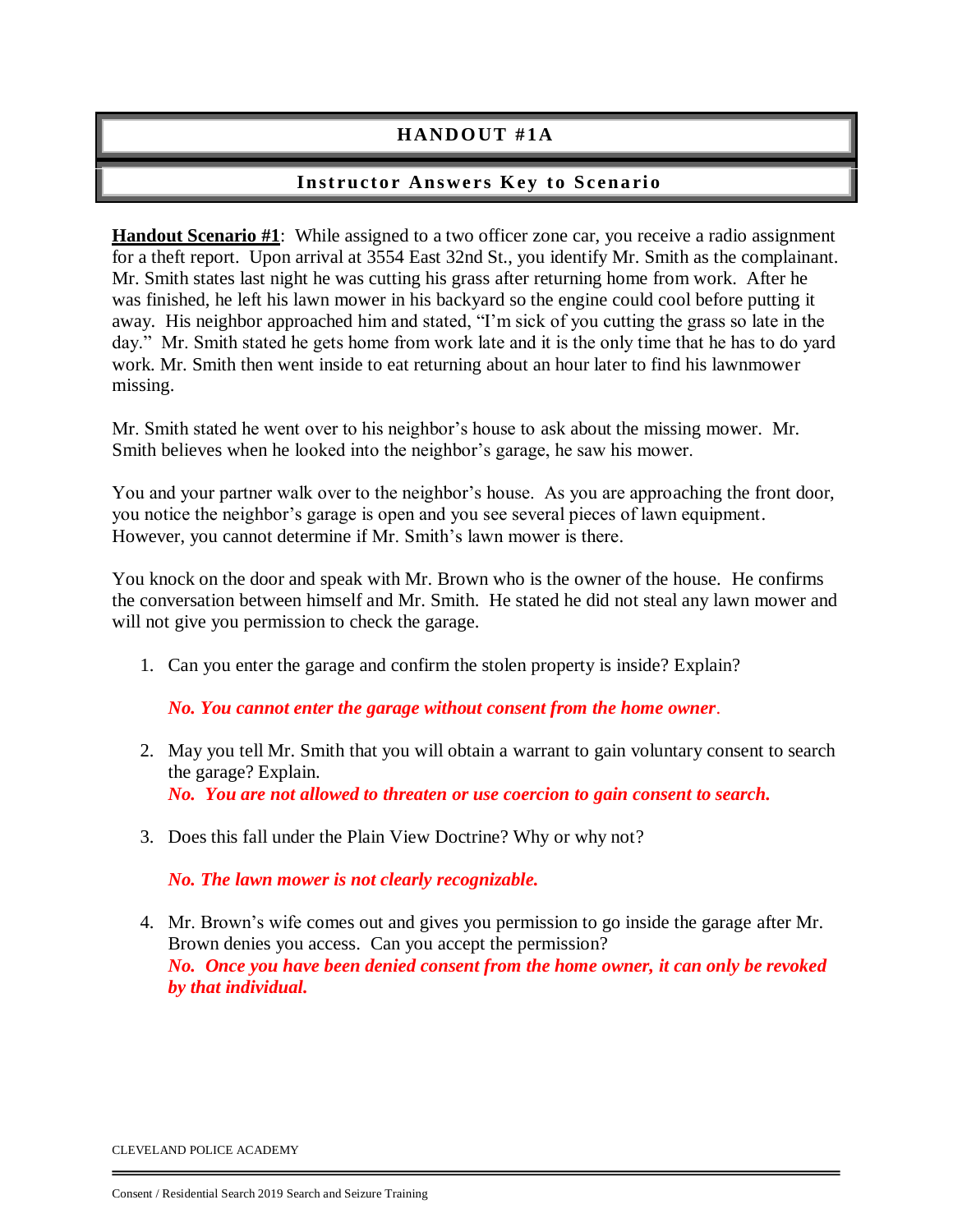# HANDOUT #1A

## Instructor Answers Key to Scenario

**Handout Scenario #1**: While assigned to a two officer zone car, you receive a radio assignment for a theft report. Upon arrival at 3554 East 32nd St., you identify Mr. Smith as the complainant. Mr. Smith states last night he was cutting his grass after returning home from work. After he was finished, he left his lawn mower in his backyard so the engine could cool before putting it away. His neighbor approached him and stated, "I'm sick of you cutting the grass so late in the day." Mr. Smith stated he gets home from work late and it is the only time that he has to do yard work. Mr. Smith then went inside to eat returning about an hour later to find his lawnmower missing.

Mr. Smith stated he went over to his neighbor's house to ask about the missing mower. Mr. Smith believes when he looked into the neighbor's garage, he saw his mower.

You and your partner walk over to the neighbor's house. As you are approaching the front door, you notice the neighbor's garage is open and you see several pieces of lawn equipment. However, you cannot determine if Mr. Smith's lawn mower is there.

You knock on the door and speak with Mr. Brown who is the owner of the house. He confirms the conversation between himself and Mr. Smith. He stated he did not steal any lawn mower and will not give you permission to check the garage.

1. Can you enter the garage and confirm the stolen property is inside? Explain?

   ***No. You cannot enter the garage without consent from the home owner.***

2. May you tell Mr. Smith that you will obtain a warrant to gain voluntary consent to search the garage? Explain.
   ***No. You are not allowed to threaten or use coercion to gain consent to search.***

3. Does this fall under the Plain View Doctrine? Why or why not?

   ***No. The lawn mower is not clearly recognizable.***

4. Mr. Brown's wife comes out and gives you permission to go inside the garage after Mr. Brown denies you access. Can you accept the permission?
   ***No. Once you have been denied consent from the home owner, it can only be revoked by that individual.***